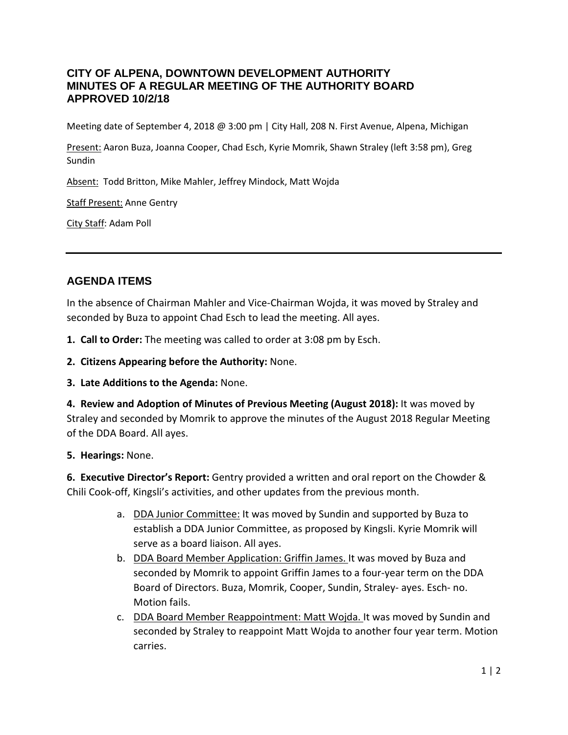# CITY OF ALPENA, DOWNTOWN DEVELOPMENT AUTHORITY
# MINUTES OF A REGULAR MEETING OF THE AUTHORITY BOARD
# APPROVED 10/2/18

Meeting date of September 4, 2018 @ 3:00 pm | City Hall, 208 N. First Avenue, Alpena, Michigan

Present: Aaron Buza, Joanna Cooper, Chad Esch, Kyrie Momrik, Shawn Straley (left 3:58 pm), Greg Sundin

Absent: Todd Britton, Mike Mahler, Jeffrey Mindock, Matt Wojda

Staff Present: Anne Gentry

City Staff: Adam Poll

---

## AGENDA ITEMS

In the absence of Chairman Mahler and Vice-Chairman Wojda, it was moved by Straley and seconded by Buza to appoint Chad Esch to lead the meeting. All ayes.

**1. Call to Order:** The meeting was called to order at 3:08 pm by Esch.

**2. Citizens Appearing before the Authority:** None.

**3. Late Additions to the Agenda:** None.

**4. Review and Adoption of Minutes of Previous Meeting (August 2018):** It was moved by Straley and seconded by Momrik to approve the minutes of the August 2018 Regular Meeting of the DDA Board. All ayes.

**5. Hearings:** None.

**6. Executive Director's Report:** Gentry provided a written and oral report on the Chowder & Chili Cook-off, Kingsli's activities, and other updates from the previous month.

a. DDA Junior Committee: It was moved by Sundin and supported by Buza to establish a DDA Junior Committee, as proposed by Kingsli. Kyrie Momrik will serve as a board liaison. All ayes.

b. DDA Board Member Application: Griffin James. It was moved by Buza and seconded by Momrik to appoint Griffin James to a four-year term on the DDA Board of Directors. Buza, Momrik, Cooper, Sundin, Straley- ayes. Esch- no. Motion fails.

c. DDA Board Member Reappointment: Matt Wojda. It was moved by Sundin and seconded by Straley to reappoint Matt Wojda to another four year term. Motion carries.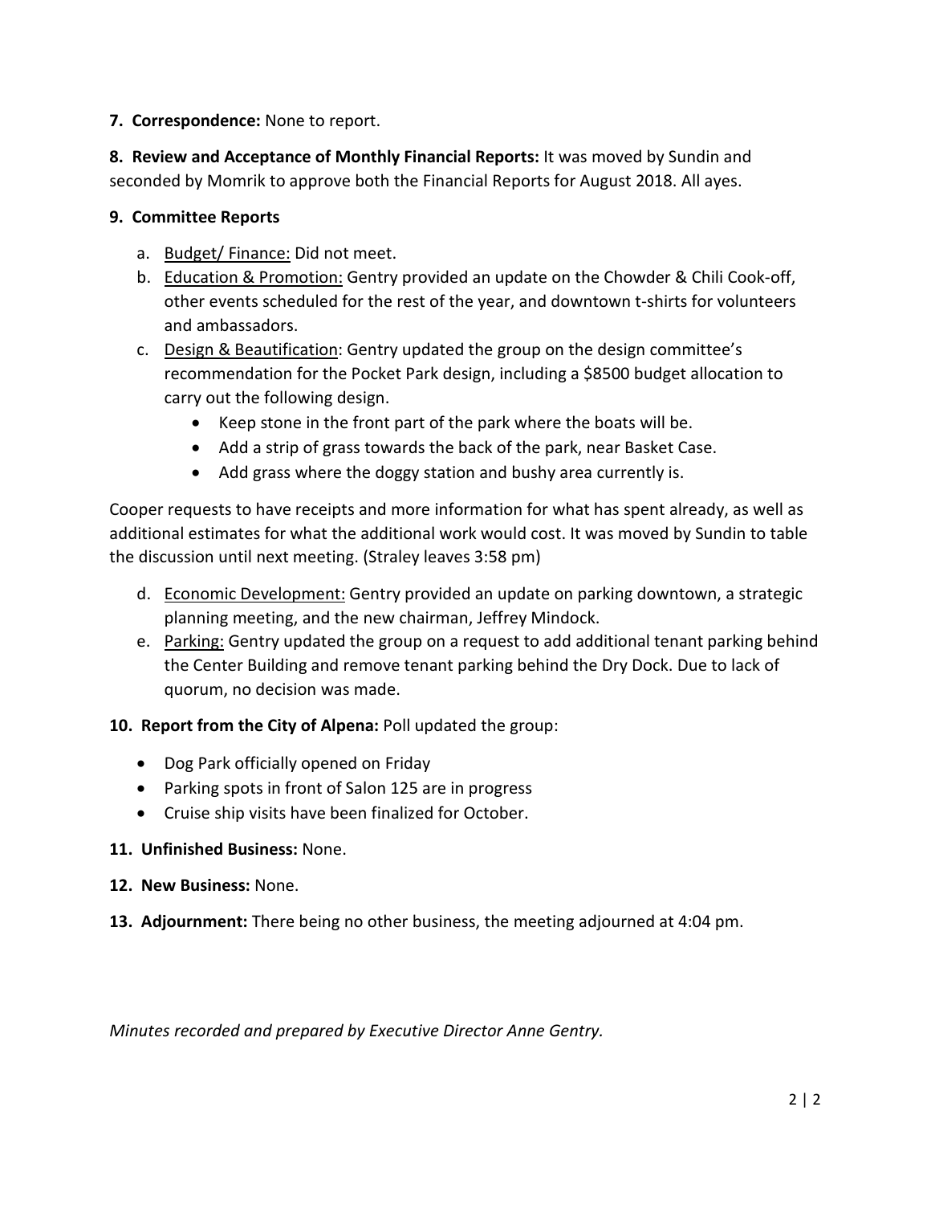**7. Correspondence:** None to report.

**8. Review and Acceptance of Monthly Financial Reports:** It was moved by Sundin and seconded by Momrik to approve both the Financial Reports for August 2018. All ayes.

**9. Committee Reports**

a. <u>Budget/ Finance:</u> Did not meet.
b. <u>Education & Promotion:</u> Gentry provided an update on the Chowder & Chili Cook-off, other events scheduled for the rest of the year, and downtown t-shirts for volunteers and ambassadors.
c. <u>Design & Beautification</u>: Gentry updated the group on the design committee's recommendation for the Pocket Park design, including a $8500 budget allocation to carry out the following design.
   - Keep stone in the front part of the park where the boats will be.
   - Add a strip of grass towards the back of the park, near Basket Case.
   - Add grass where the doggy station and bushy area currently is.

Cooper requests to have receipts and more information for what has spent already, as well as additional estimates for what the additional work would cost. It was moved by Sundin to table the discussion until next meeting. (Straley leaves 3:58 pm)

d. <u>Economic Development:</u> Gentry provided an update on parking downtown, a strategic planning meeting, and the new chairman, Jeffrey Mindock.
e. <u>Parking:</u> Gentry updated the group on a request to add additional tenant parking behind the Center Building and remove tenant parking behind the Dry Dock. Due to lack of quorum, no decision was made.

**10. Report from the City of Alpena:** Poll updated the group:

- Dog Park officially opened on Friday
- Parking spots in front of Salon 125 are in progress
- Cruise ship visits have been finalized for October.

**11. Unfinished Business:** None.

**12. New Business:** None.

**13. Adjournment:** There being no other business, the meeting adjourned at 4:04 pm.

*Minutes recorded and prepared by Executive Director Anne Gentry.*